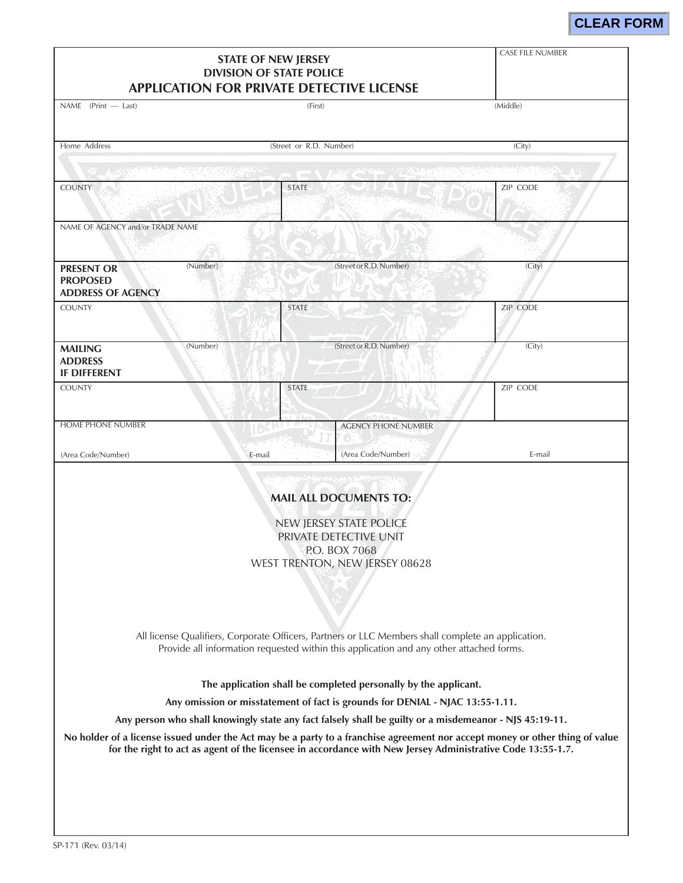CLEAR FORM

# STATE OF NEW JERSEY
## DIVISION OF STATE POLICE
## APPLICATION FOR PRIVATE DETECTIVE LICENSE

| | | |
|---|---|---|
| CASE FILE NUMBER | | |
| NAME (Print — Last) | (First) | (Middle) |
| Home Address | (Street or R.D. Number) | (City) |
| COUNTY | STATE | ZIP CODE |
| NAME OF AGENCY and/or TRADE NAME | | |
| **PRESENT OR PROPOSED ADDRESS OF AGENCY** (Number) | (Street or R.D. Number) | (City) |
| COUNTY | STATE | ZIP CODE |
| **MAILING ADDRESS IF DIFFERENT** (Number) | (Street or R.D. Number) | (City) |
| COUNTY | STATE | ZIP CODE |

| HOME PHONE NUMBER | | AGENCY PHONE NUMBER | |
|---|---|---|---|
| (Area Code/Number) | E-mail | (Area Code/Number) | E-mail |

**MAIL ALL DOCUMENTS TO:**

NEW JERSEY STATE POLICE
PRIVATE DETECTIVE UNIT
P.O. BOX 7068
WEST TRENTON, NEW JERSEY 08628

All license Qualifiers, Corporate Officers, Partners or LLC Members shall complete an application.
Provide all information requested within this application and any other attached forms.

**The application shall be completed personally by the applicant.**

**Any omission or misstatement of fact is grounds for DENIAL - NJAC 13:55-1.11.**

**Any person who shall knowingly state any fact falsely shall be guilty or a misdemeanor - NJS 45:19-11.**

**No holder of a license issued under the Act may be a party to a franchise agreement nor accept money or other thing of value for the right to act as agent of the licensee in accordance with New Jersey Administrative Code 13:55-1.7.**

SP-171 (Rev. 03/14)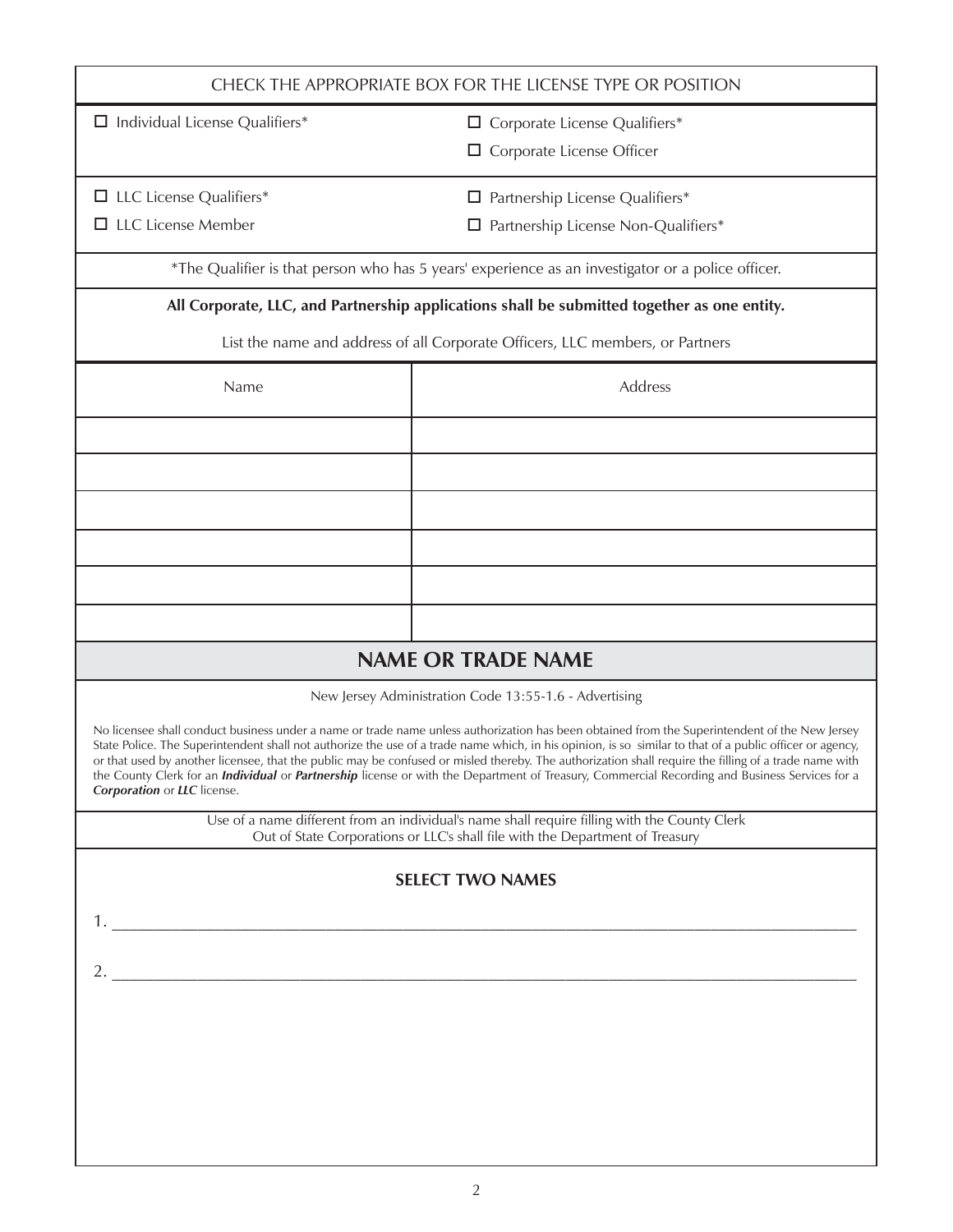CHECK THE APPROPRIATE BOX FOR THE LICENSE TYPE OR POSITION

- ☐ Individual License Qualifiers*
- ☐ Corporate License Qualifiers*
- ☐ Corporate License Officer
- ☐ LLC License Qualifiers*
- ☐ LLC License Member
- ☐ Partnership License Qualifiers*
- ☐ Partnership License Non-Qualifiers*

*The Qualifier is that person who has 5 years' experience as an investigator or a police officer.

**All Corporate, LLC, and Partnership applications shall be submitted together as one entity.**

List the name and address of all Corporate Officers, LLC members, or Partners

| Name | Address |
|---|---|
| | |
| | |
| | |
| | |
| | |
| | |

## NAME OR TRADE NAME

New Jersey Administration Code 13:55-1.6 - Advertising

No licensee shall conduct business under a name or trade name unless authorization has been obtained from the Superintendent of the New Jersey State Police. The Superintendent shall not authorize the use of a trade name which, in his opinion, is so similar to that of a public officer or agency, or that used by another licensee, that the public may be confused or misled thereby. The authorization shall require the filling of a trade name with the County Clerk for an ***Individual*** or ***Partnership*** license or with the Department of Treasury, Commercial Recording and Business Services for a ***Corporation*** or ***LLC*** license.

Use of a name different from an individual's name shall require filling with the County Clerk
Out of State Corporations or LLC's shall file with the Department of Treasury

**SELECT TWO NAMES**

1. ______________________________________________

2. ______________________________________________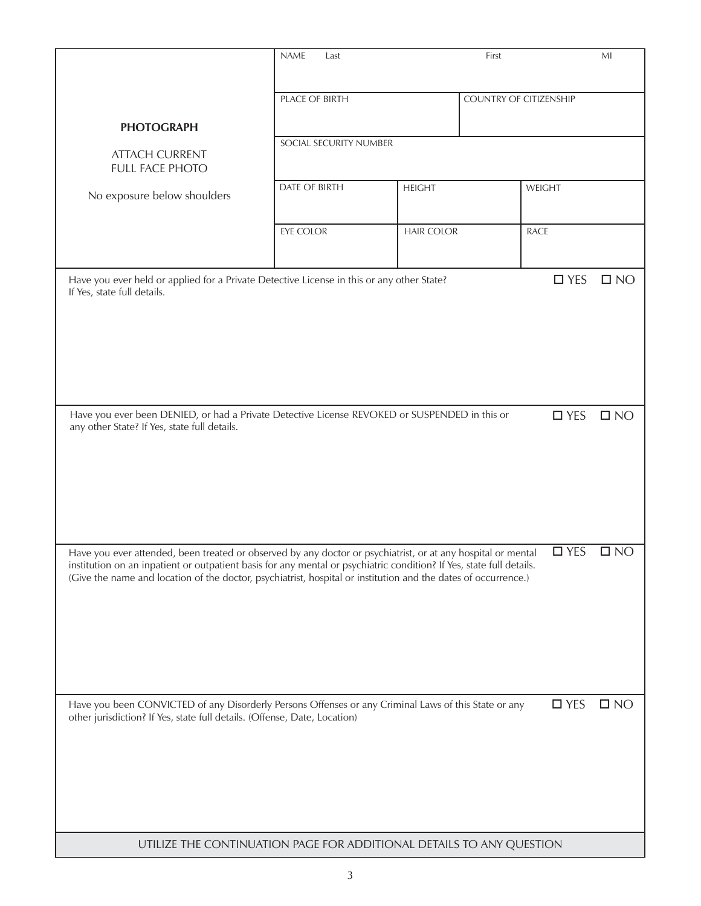| **PHOTOGRAPH**<br><br>ATTACH CURRENT FULL FACE PHOTO<br><br>No exposure below shoulders | NAME Last | | First | | MI |
|---|---|---|---|---|---|
| | PLACE OF BIRTH | | COUNTRY OF CITIZENSHIP | | |
| | SOCIAL SECURITY NUMBER | | | | |
| | DATE OF BIRTH | HEIGHT | | WEIGHT | |
| | EYE COLOR | HAIR COLOR | | RACE | |

Have you ever held or applied for a Private Detective License in this or any other State? ☐ YES ☐ NO
If Yes, state full details.

Have you ever been DENIED, or had a Private Detective License REVOKED or SUSPENDED in this or any other State? If Yes, state full details. ☐ YES ☐ NO

Have you ever attended, been treated or observed by any doctor or psychiatrist, or at any hospital or mental institution on an inpatient or outpatient basis for any mental or psychiatric condition? If Yes, state full details. (Give the name and location of the doctor, psychiatrist, hospital or institution and the dates of occurrence.) ☐ YES ☐ NO

Have you been CONVICTED of any Disorderly Persons Offenses or any Criminal Laws of this State or any other jurisdiction? If Yes, state full details. (Offense, Date, Location) ☐ YES ☐ NO

UTILIZE THE CONTINUATION PAGE FOR ADDITIONAL DETAILS TO ANY QUESTION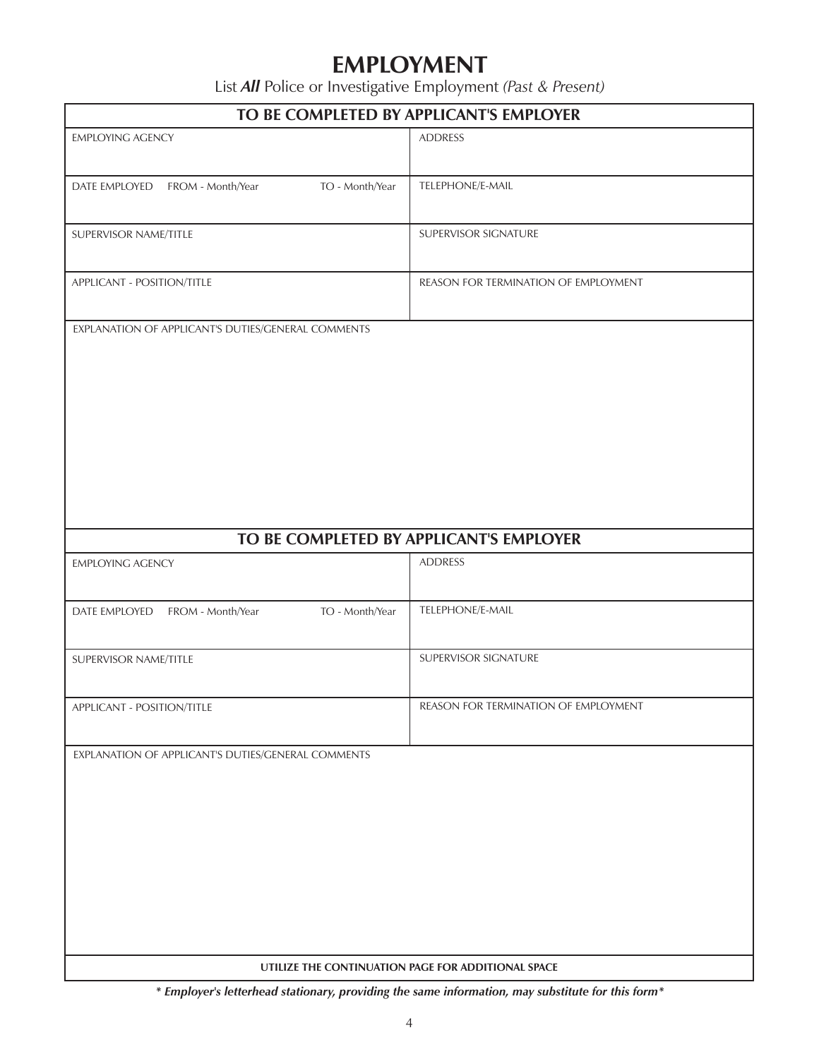# EMPLOYMENT

List ***All*** Police or Investigative Employment *(Past & Present)*

| **TO BE COMPLETED BY APPLICANT'S EMPLOYER** | |
|---|---|
| EMPLOYING AGENCY | ADDRESS |
| DATE EMPLOYED FROM - Month/Year TO - Month/Year | TELEPHONE/E-MAIL |
| SUPERVISOR NAME/TITLE | SUPERVISOR SIGNATURE |
| APPLICANT - POSITION/TITLE | REASON FOR TERMINATION OF EMPLOYMENT |
| EXPLANATION OF APPLICANT'S DUTIES/GENERAL COMMENTS | |

| **TO BE COMPLETED BY APPLICANT'S EMPLOYER** | |
|---|---|
| EMPLOYING AGENCY | ADDRESS |
| DATE EMPLOYED FROM - Month/Year TO - Month/Year | TELEPHONE/E-MAIL |
| SUPERVISOR NAME/TITLE | SUPERVISOR SIGNATURE |
| APPLICANT - POSITION/TITLE | REASON FOR TERMINATION OF EMPLOYMENT |
| EXPLANATION OF APPLICANT'S DUTIES/GENERAL COMMENTS | |

**UTILIZE THE CONTINUATION PAGE FOR ADDITIONAL SPACE**

***\* Employer's letterhead stationary, providing the same information, may substitute for this form\****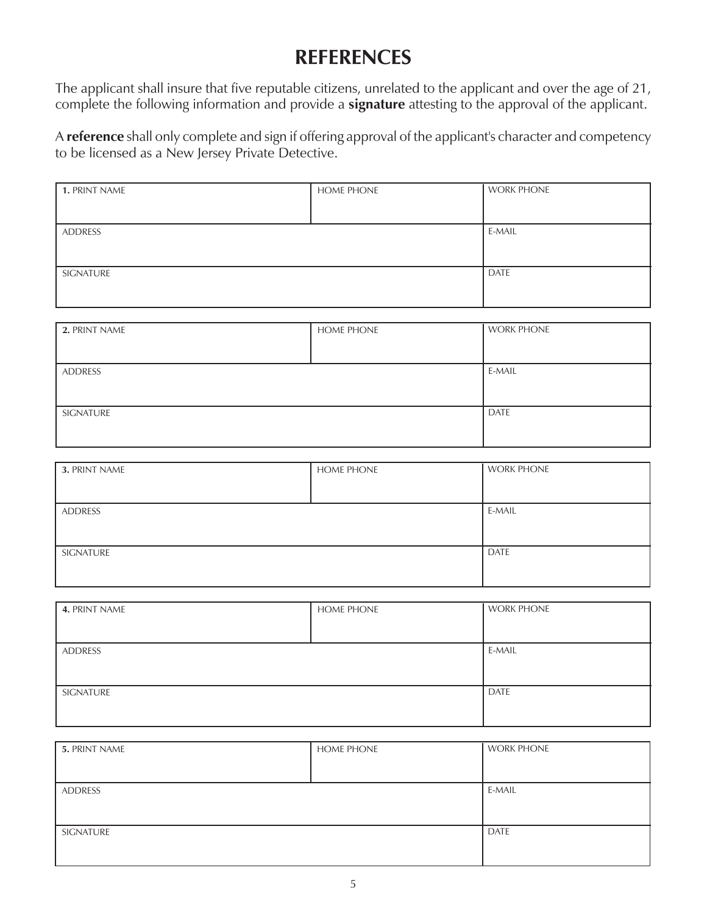# REFERENCES

The applicant shall insure that five reputable citizens, unrelated to the applicant and over the age of 21, complete the following information and provide a **signature** attesting to the approval of the applicant.

A **reference** shall only complete and sign if offering approval of the applicant's character and competency to be licensed as a New Jersey Private Detective.

| **1.** PRINT NAME | HOME PHONE | WORK PHONE |
|---|---|---|
| ADDRESS | | E-MAIL |
| SIGNATURE | | DATE |

| **2.** PRINT NAME | HOME PHONE | WORK PHONE |
|---|---|---|
| ADDRESS | | E-MAIL |
| SIGNATURE | | DATE |

| **3.** PRINT NAME | HOME PHONE | WORK PHONE |
|---|---|---|
| ADDRESS | | E-MAIL |
| SIGNATURE | | DATE |

| **4.** PRINT NAME | HOME PHONE | WORK PHONE |
|---|---|---|
| ADDRESS | | E-MAIL |
| SIGNATURE | | DATE |

| **5.** PRINT NAME | HOME PHONE | WORK PHONE |
|---|---|---|
| ADDRESS | | E-MAIL |
| SIGNATURE | | DATE |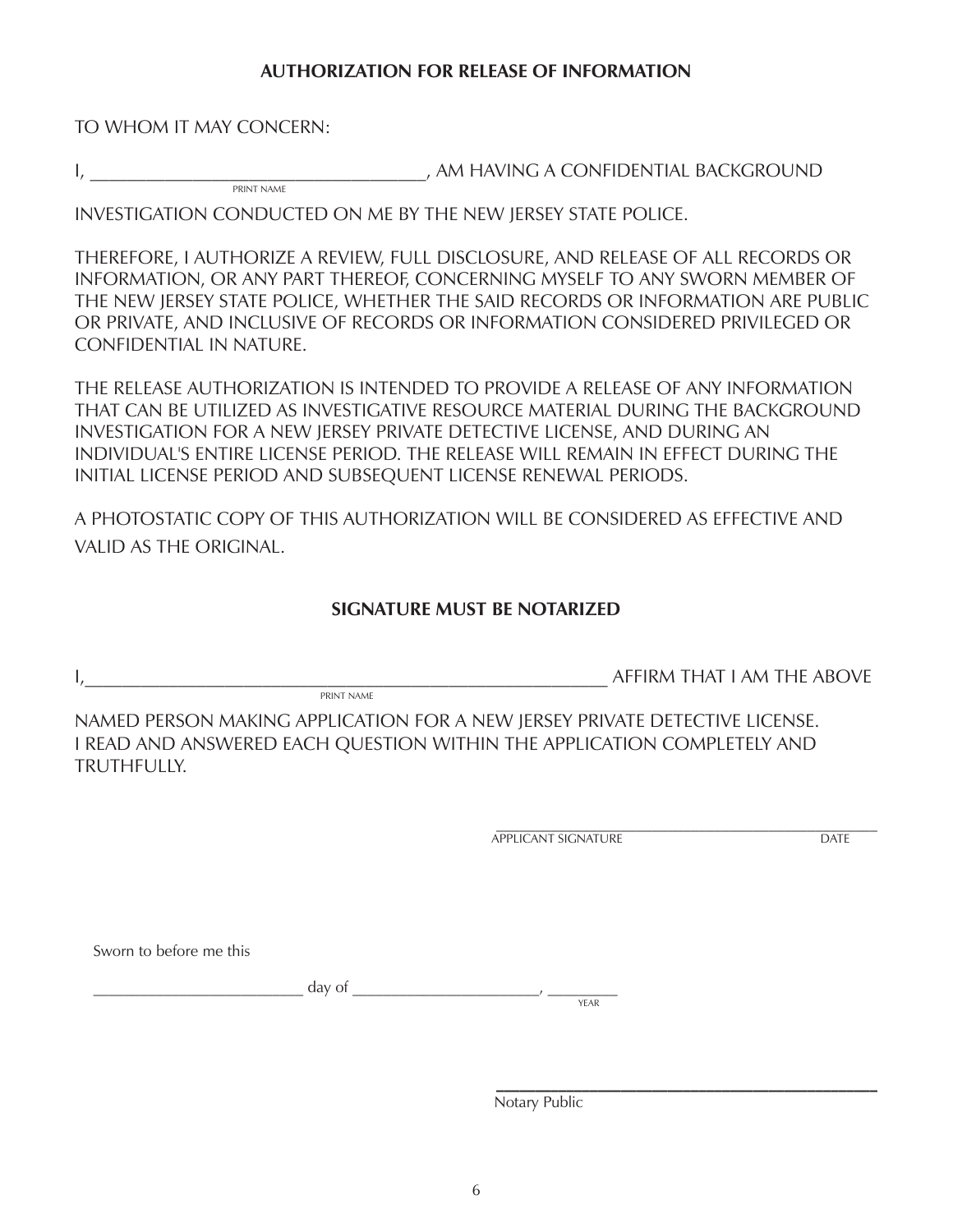**AUTHORIZATION FOR RELEASE OF INFORMATION**

TO WHOM IT MAY CONCERN:

I, ___________________________________, AM HAVING A CONFIDENTIAL BACKGROUND
PRINT NAME

INVESTIGATION CONDUCTED ON ME BY THE NEW JERSEY STATE POLICE.

THEREFORE, I AUTHORIZE A REVIEW, FULL DISCLOSURE, AND RELEASE OF ALL RECORDS OR INFORMATION, OR ANY PART THEREOF, CONCERNING MYSELF TO ANY SWORN MEMBER OF THE NEW JERSEY STATE POLICE, WHETHER THE SAID RECORDS OR INFORMATION ARE PUBLIC OR PRIVATE, AND INCLUSIVE OF RECORDS OR INFORMATION CONSIDERED PRIVILEGED OR CONFIDENTIAL IN NATURE.

THE RELEASE AUTHORIZATION IS INTENDED TO PROVIDE A RELEASE OF ANY INFORMATION THAT CAN BE UTILIZED AS INVESTIGATIVE RESOURCE MATERIAL DURING THE BACKGROUND INVESTIGATION FOR A NEW JERSEY PRIVATE DETECTIVE LICENSE, AND DURING AN INDIVIDUAL'S ENTIRE LICENSE PERIOD. THE RELEASE WILL REMAIN IN EFFECT DURING THE INITIAL LICENSE PERIOD AND SUBSEQUENT LICENSE RENEWAL PERIODS.

A PHOTOSTATIC COPY OF THIS AUTHORIZATION WILL BE CONSIDERED AS EFFECTIVE AND VALID AS THE ORIGINAL.

**SIGNATURE MUST BE NOTARIZED**

I,_________________________________________________________ AFFIRM THAT I AM THE ABOVE
PRINT NAME

NAMED PERSON MAKING APPLICATION FOR A NEW JERSEY PRIVATE DETECTIVE LICENSE. I READ AND ANSWERED EACH QUESTION WITHIN THE APPLICATION COMPLETELY AND TRUTHFULLY.

_______________________________________________
APPLICANT SIGNATURE DATE

Sworn to before me this

_________________________ day of ______________________, ________
YEAR

_______________________________________
Notary Public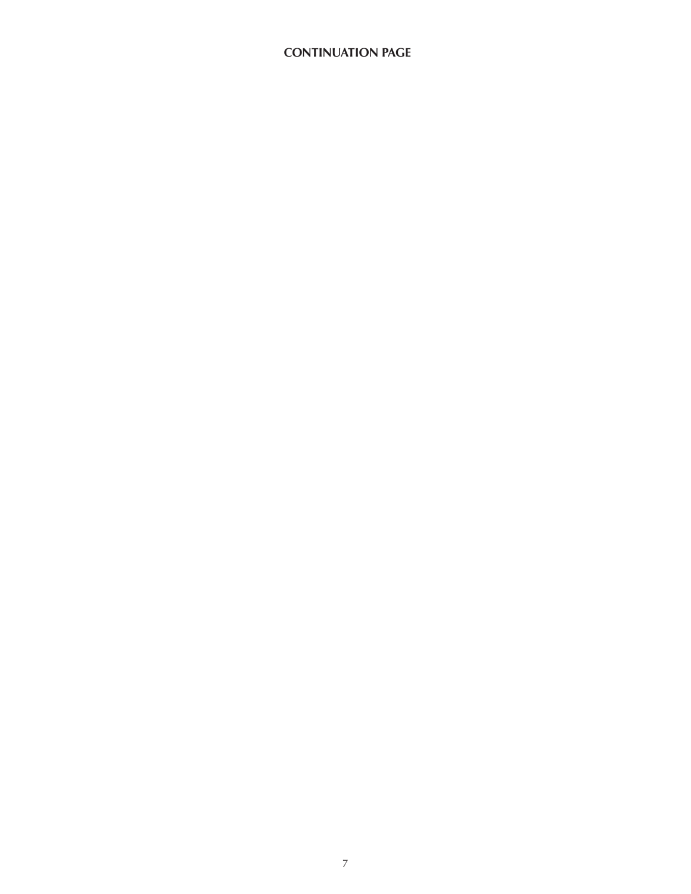**CONTINUATION PAGE**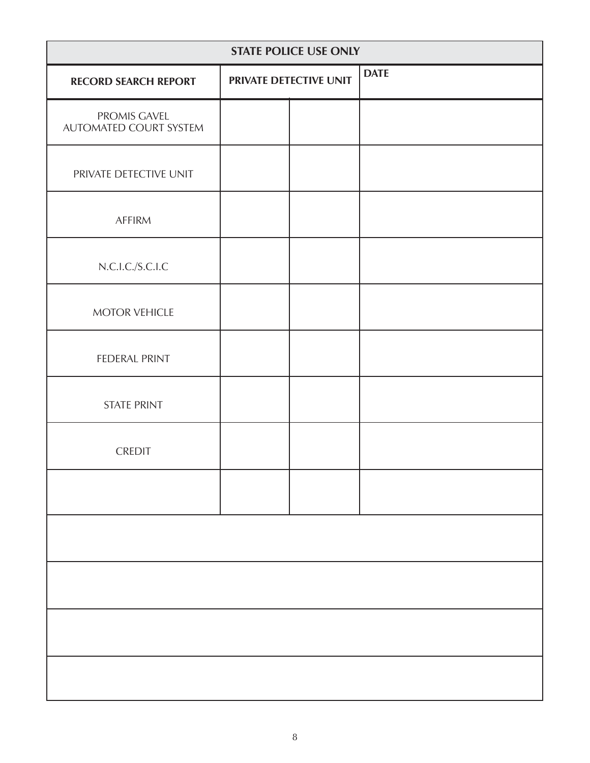| STATE POLICE USE ONLY | | | |
|---|---|---|---|
| **RECORD SEARCH REPORT** | **PRIVATE DETECTIVE UNIT** | | **DATE** |
| PROMIS GAVEL AUTOMATED COURT SYSTEM | | | |
| PRIVATE DETECTIVE UNIT | | | |
| AFFIRM | | | |
| N.C.I.C./S.C.I.C | | | |
| MOTOR VEHICLE | | | |
| FEDERAL PRINT | | | |
| STATE PRINT | | | |
| CREDIT | | | |
| | | | |
| | | | |
| | | | |
| | | | |
| | | | |